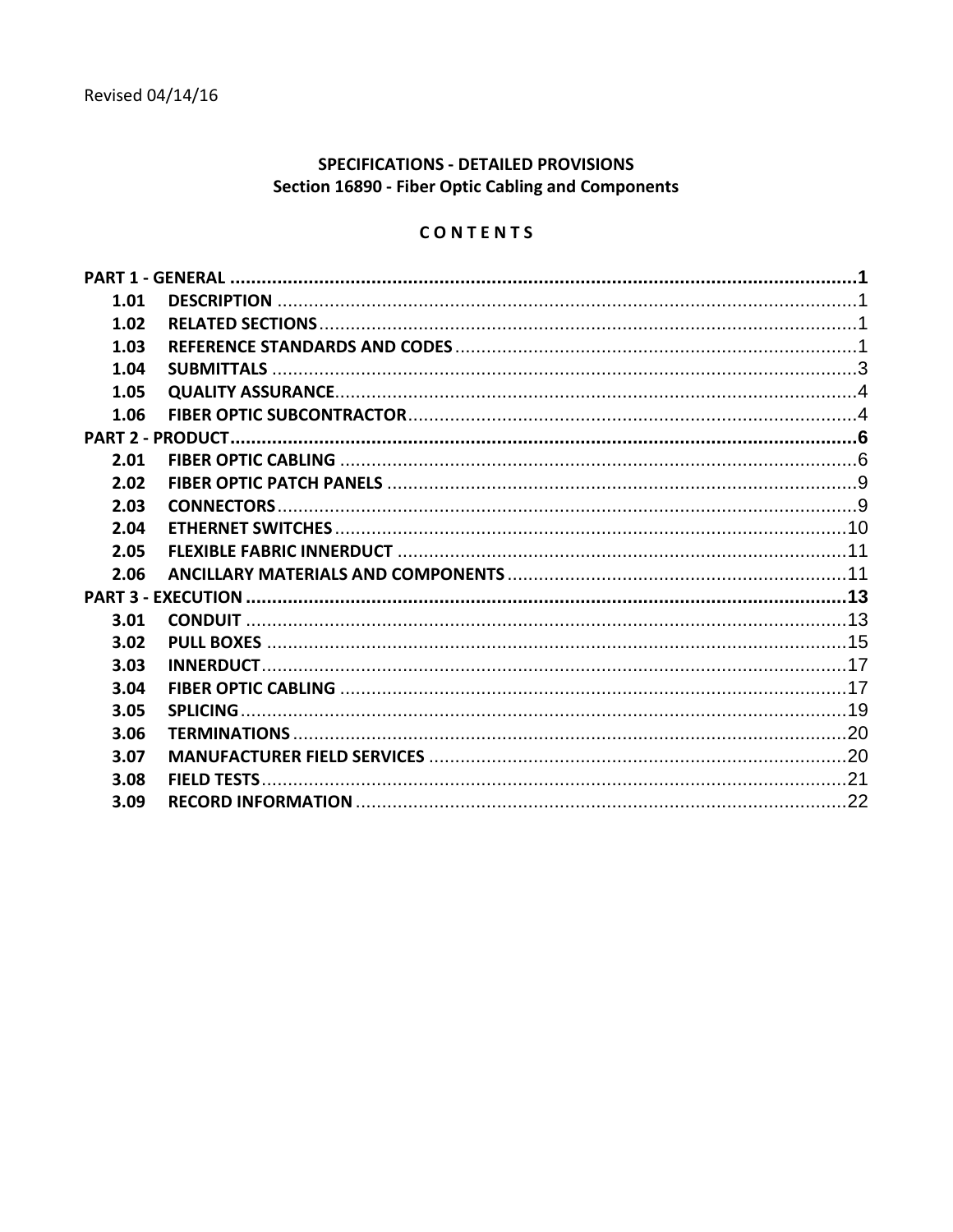Revised 04/14/16

# SPECIFICATIONS - DETAILED PROVISIONS
## Section 16890 - Fiber Optic Cabling and Components

### C O N T E N T S

**PART 1 - GENERAL** .......... 1

- 1.01 DESCRIPTION .......... 1
- 1.02 RELATED SECTIONS .......... 1
- 1.03 REFERENCE STANDARDS AND CODES .......... 1
- 1.04 SUBMITTALS .......... 3
- 1.05 QUALITY ASSURANCE .......... 4
- 1.06 FIBER OPTIC SUBCONTRACTOR .......... 4

**PART 2 - PRODUCT** .......... 6

- 2.01 FIBER OPTIC CABLING .......... 6
- 2.02 FIBER OPTIC PATCH PANELS .......... 9
- 2.03 CONNECTORS .......... 9
- 2.04 ETHERNET SWITCHES .......... 10
- 2.05 FLEXIBLE FABRIC INNERDUCT .......... 11
- 2.06 ANCILLARY MATERIALS AND COMPONENTS .......... 11

**PART 3 - EXECUTION** .......... 13

- 3.01 CONDUIT .......... 13
- 3.02 PULL BOXES .......... 15
- 3.03 INNERDUCT .......... 17
- 3.04 FIBER OPTIC CABLING .......... 17
- 3.05 SPLICING .......... 19
- 3.06 TERMINATIONS .......... 20
- 3.07 MANUFACTURER FIELD SERVICES .......... 20
- 3.08 FIELD TESTS .......... 21
- 3.09 RECORD INFORMATION .......... 22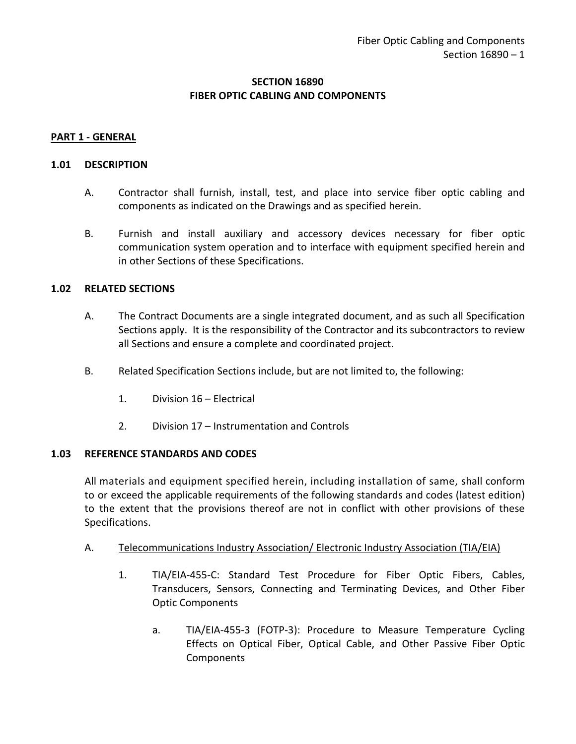# SECTION 16890
# FIBER OPTIC CABLING AND COMPONENTS

## PART 1 - GENERAL

### 1.01 DESCRIPTION

A. Contractor shall furnish, install, test, and place into service fiber optic cabling and components as indicated on the Drawings and as specified herein.

B. Furnish and install auxiliary and accessory devices necessary for fiber optic communication system operation and to interface with equipment specified herein and in other Sections of these Specifications.

### 1.02 RELATED SECTIONS

A. The Contract Documents are a single integrated document, and as such all Specification Sections apply. It is the responsibility of the Contractor and its subcontractors to review all Sections and ensure a complete and coordinated project.

B. Related Specification Sections include, but are not limited to, the following:

1. Division 16 – Electrical

2. Division 17 – Instrumentation and Controls

### 1.03 REFERENCE STANDARDS AND CODES

All materials and equipment specified herein, including installation of same, shall conform to or exceed the applicable requirements of the following standards and codes (latest edition) to the extent that the provisions thereof are not in conflict with other provisions of these Specifications.

A. <u>Telecommunications Industry Association/ Electronic Industry Association (TIA/EIA)</u>

1. TIA/EIA-455-C: Standard Test Procedure for Fiber Optic Fibers, Cables, Transducers, Sensors, Connecting and Terminating Devices, and Other Fiber Optic Components

   a. TIA/EIA-455-3 (FOTP-3): Procedure to Measure Temperature Cycling Effects on Optical Fiber, Optical Cable, and Other Passive Fiber Optic Components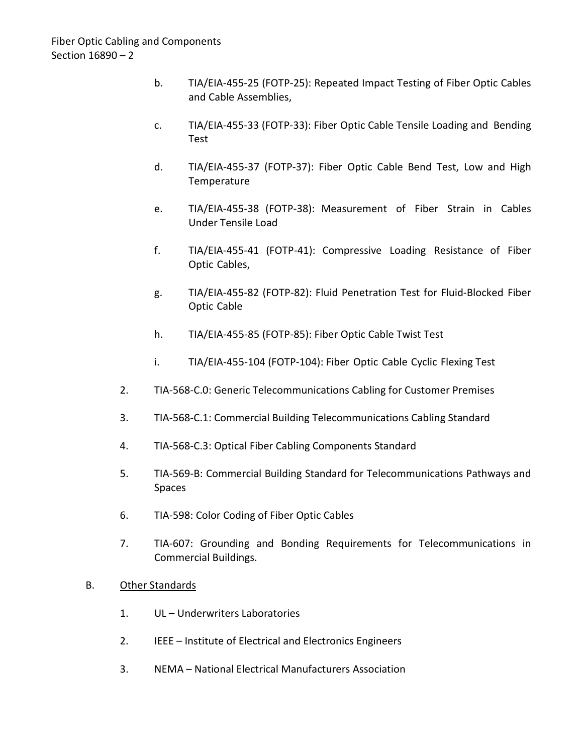b. TIA/EIA-455-25 (FOTP-25): Repeated Impact Testing of Fiber Optic Cables and Cable Assemblies,

c. TIA/EIA-455-33 (FOTP-33): Fiber Optic Cable Tensile Loading and Bending Test

d. TIA/EIA-455-37 (FOTP-37): Fiber Optic Cable Bend Test, Low and High Temperature

e. TIA/EIA-455-38 (FOTP-38): Measurement of Fiber Strain in Cables Under Tensile Load

f. TIA/EIA-455-41 (FOTP-41): Compressive Loading Resistance of Fiber Optic Cables,

g. TIA/EIA-455-82 (FOTP-82): Fluid Penetration Test for Fluid-Blocked Fiber Optic Cable

h. TIA/EIA-455-85 (FOTP-85): Fiber Optic Cable Twist Test

i. TIA/EIA-455-104 (FOTP-104): Fiber Optic Cable Cyclic Flexing Test

2. TIA-568-C.0: Generic Telecommunications Cabling for Customer Premises

3. TIA-568-C.1: Commercial Building Telecommunications Cabling Standard

4. TIA-568-C.3: Optical Fiber Cabling Components Standard

5. TIA-569-B: Commercial Building Standard for Telecommunications Pathways and Spaces

6. TIA-598: Color Coding of Fiber Optic Cables

7. TIA-607: Grounding and Bonding Requirements for Telecommunications in Commercial Buildings.

B. Other Standards

1. UL – Underwriters Laboratories

2. IEEE – Institute of Electrical and Electronics Engineers

3. NEMA – National Electrical Manufacturers Association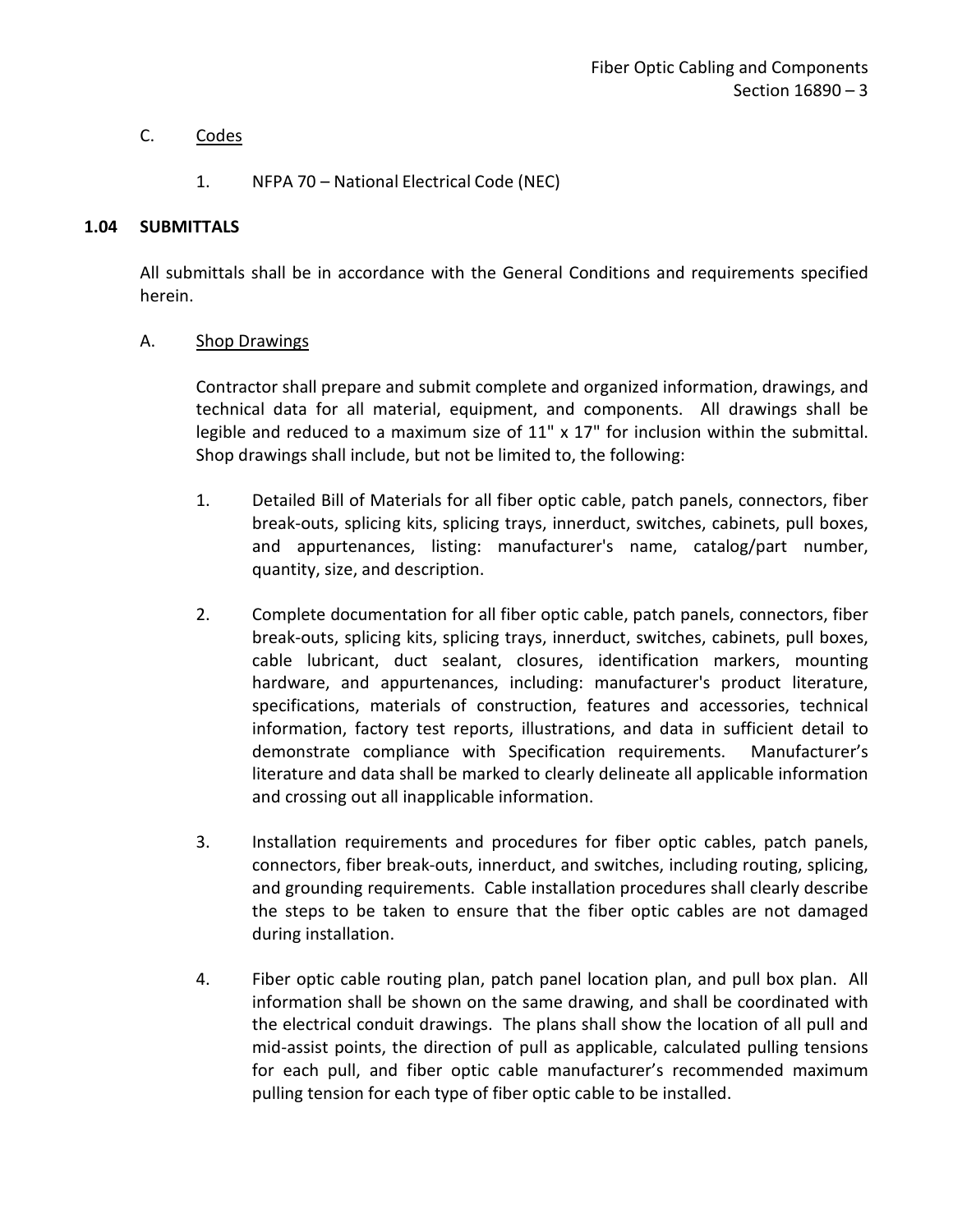C. Codes

1. NFPA 70 – National Electrical Code (NEC)

### 1.04 SUBMITTALS

All submittals shall be in accordance with the General Conditions and requirements specified herein.

A. Shop Drawings

Contractor shall prepare and submit complete and organized information, drawings, and technical data for all material, equipment, and components. All drawings shall be legible and reduced to a maximum size of 11" x 17" for inclusion within the submittal. Shop drawings shall include, but not be limited to, the following:

1. Detailed Bill of Materials for all fiber optic cable, patch panels, connectors, fiber break-outs, splicing kits, splicing trays, innerduct, switches, cabinets, pull boxes, and appurtenances, listing: manufacturer's name, catalog/part number, quantity, size, and description.

2. Complete documentation for all fiber optic cable, patch panels, connectors, fiber break-outs, splicing kits, splicing trays, innerduct, switches, cabinets, pull boxes, cable lubricant, duct sealant, closures, identification markers, mounting hardware, and appurtenances, including: manufacturer's product literature, specifications, materials of construction, features and accessories, technical information, factory test reports, illustrations, and data in sufficient detail to demonstrate compliance with Specification requirements. Manufacturer's literature and data shall be marked to clearly delineate all applicable information and crossing out all inapplicable information.

3. Installation requirements and procedures for fiber optic cables, patch panels, connectors, fiber break-outs, innerduct, and switches, including routing, splicing, and grounding requirements. Cable installation procedures shall clearly describe the steps to be taken to ensure that the fiber optic cables are not damaged during installation.

4. Fiber optic cable routing plan, patch panel location plan, and pull box plan. All information shall be shown on the same drawing, and shall be coordinated with the electrical conduit drawings. The plans shall show the location of all pull and mid-assist points, the direction of pull as applicable, calculated pulling tensions for each pull, and fiber optic cable manufacturer's recommended maximum pulling tension for each type of fiber optic cable to be installed.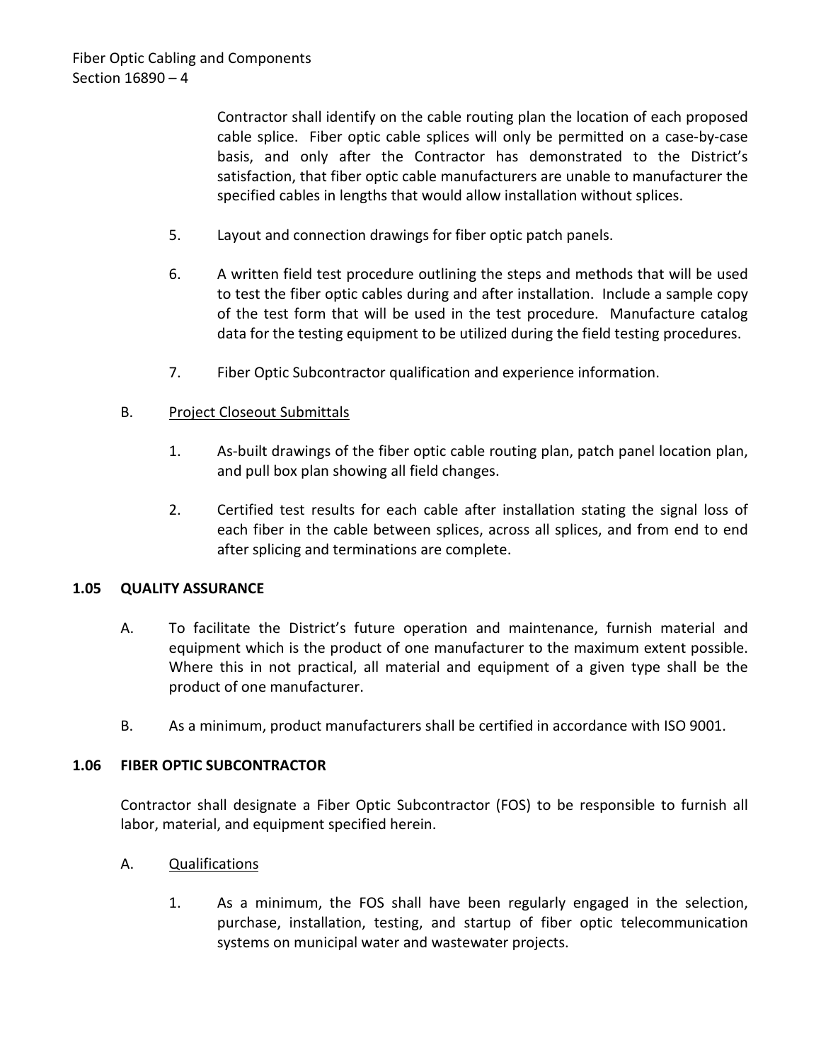Contractor shall identify on the cable routing plan the location of each proposed cable splice. Fiber optic cable splices will only be permitted on a case-by-case basis, and only after the Contractor has demonstrated to the District's satisfaction, that fiber optic cable manufacturers are unable to manufacturer the specified cables in lengths that would allow installation without splices.

5. Layout and connection drawings for fiber optic patch panels.

6. A written field test procedure outlining the steps and methods that will be used to test the fiber optic cables during and after installation. Include a sample copy of the test form that will be used in the test procedure. Manufacture catalog data for the testing equipment to be utilized during the field testing procedures.

7. Fiber Optic Subcontractor qualification and experience information.

B. Project Closeout Submittals

1. As-built drawings of the fiber optic cable routing plan, patch panel location plan, and pull box plan showing all field changes.

2. Certified test results for each cable after installation stating the signal loss of each fiber in the cable between splices, across all splices, and from end to end after splicing and terminations are complete.

### 1.05 QUALITY ASSURANCE

A. To facilitate the District's future operation and maintenance, furnish material and equipment which is the product of one manufacturer to the maximum extent possible. Where this in not practical, all material and equipment of a given type shall be the product of one manufacturer.

B. As a minimum, product manufacturers shall be certified in accordance with ISO 9001.

### 1.06 FIBER OPTIC SUBCONTRACTOR

Contractor shall designate a Fiber Optic Subcontractor (FOS) to be responsible to furnish all labor, material, and equipment specified herein.

A. Qualifications

1. As a minimum, the FOS shall have been regularly engaged in the selection, purchase, installation, testing, and startup of fiber optic telecommunication systems on municipal water and wastewater projects.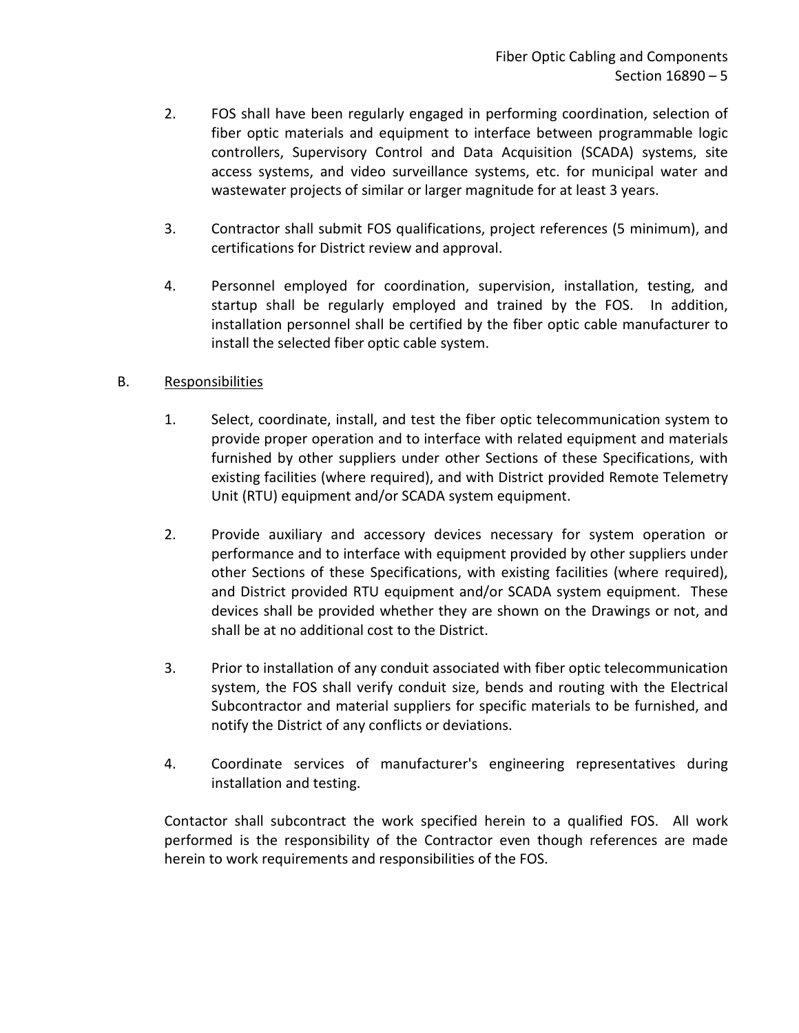2. FOS shall have been regularly engaged in performing coordination, selection of fiber optic materials and equipment to interface between programmable logic controllers, Supervisory Control and Data Acquisition (SCADA) systems, site access systems, and video surveillance systems, etc. for municipal water and wastewater projects of similar or larger magnitude for at least 3 years.

3. Contractor shall submit FOS qualifications, project references (5 minimum), and certifications for District review and approval.

4. Personnel employed for coordination, supervision, installation, testing, and startup shall be regularly employed and trained by the FOS. In addition, installation personnel shall be certified by the fiber optic cable manufacturer to install the selected fiber optic cable system.

B. Responsibilities

1. Select, coordinate, install, and test the fiber optic telecommunication system to provide proper operation and to interface with related equipment and materials furnished by other suppliers under other Sections of these Specifications, with existing facilities (where required), and with District provided Remote Telemetry Unit (RTU) equipment and/or SCADA system equipment.

2. Provide auxiliary and accessory devices necessary for system operation or performance and to interface with equipment provided by other suppliers under other Sections of these Specifications, with existing facilities (where required), and District provided RTU equipment and/or SCADA system equipment. These devices shall be provided whether they are shown on the Drawings or not, and shall be at no additional cost to the District.

3. Prior to installation of any conduit associated with fiber optic telecommunication system, the FOS shall verify conduit size, bends and routing with the Electrical Subcontractor and material suppliers for specific materials to be furnished, and notify the District of any conflicts or deviations.

4. Coordinate services of manufacturer's engineering representatives during installation and testing.

Contactor shall subcontract the work specified herein to a qualified FOS. All work performed is the responsibility of the Contractor even though references are made herein to work requirements and responsibilities of the FOS.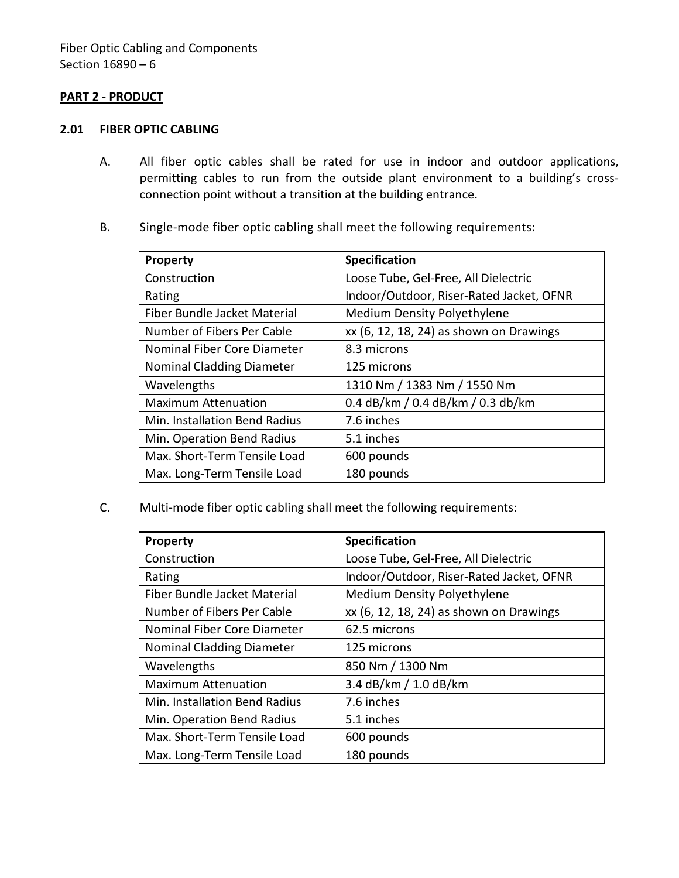## PART 2 - PRODUCT

### 2.01 FIBER OPTIC CABLING

A. All fiber optic cables shall be rated for use in indoor and outdoor applications, permitting cables to run from the outside plant environment to a building's cross-connection point without a transition at the building entrance.

B. Single-mode fiber optic cabling shall meet the following requirements:

| Property | Specification |
|---|---|
| Construction | Loose Tube, Gel-Free, All Dielectric |
| Rating | Indoor/Outdoor, Riser-Rated Jacket, OFNR |
| Fiber Bundle Jacket Material | Medium Density Polyethylene |
| Number of Fibers Per Cable | xx (6, 12, 18, 24) as shown on Drawings |
| Nominal Fiber Core Diameter | 8.3 microns |
| Nominal Cladding Diameter | 125 microns |
| Wavelengths | 1310 Nm / 1383 Nm / 1550 Nm |
| Maximum Attenuation | 0.4 dB/km / 0.4 dB/km / 0.3 db/km |
| Min. Installation Bend Radius | 7.6 inches |
| Min. Operation Bend Radius | 5.1 inches |
| Max. Short-Term Tensile Load | 600 pounds |
| Max. Long-Term Tensile Load | 180 pounds |

C. Multi-mode fiber optic cabling shall meet the following requirements:

| Property | Specification |
|---|---|
| Construction | Loose Tube, Gel-Free, All Dielectric |
| Rating | Indoor/Outdoor, Riser-Rated Jacket, OFNR |
| Fiber Bundle Jacket Material | Medium Density Polyethylene |
| Number of Fibers Per Cable | xx (6, 12, 18, 24) as shown on Drawings |
| Nominal Fiber Core Diameter | 62.5 microns |
| Nominal Cladding Diameter | 125 microns |
| Wavelengths | 850 Nm / 1300 Nm |
| Maximum Attenuation | 3.4 dB/km / 1.0 dB/km |
| Min. Installation Bend Radius | 7.6 inches |
| Min. Operation Bend Radius | 5.1 inches |
| Max. Short-Term Tensile Load | 600 pounds |
| Max. Long-Term Tensile Load | 180 pounds |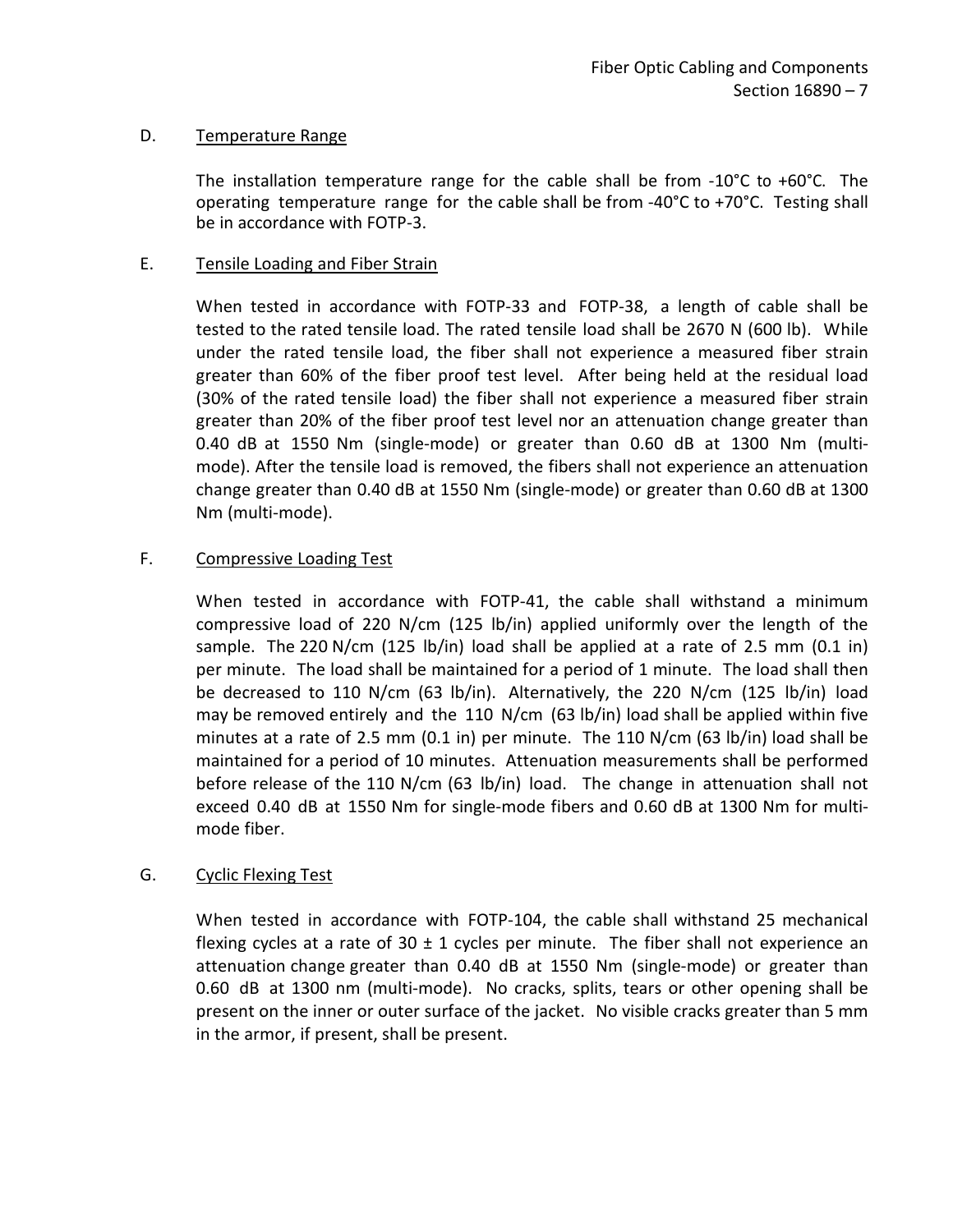D. <u>Temperature Range</u>

The installation temperature range for the cable shall be from -10°C to +60°C. The operating temperature range for the cable shall be from -40°C to +70°C. Testing shall be in accordance with FOTP-3.

E. <u>Tensile Loading and Fiber Strain</u>

When tested in accordance with FOTP-33 and FOTP-38, a length of cable shall be tested to the rated tensile load. The rated tensile load shall be 2670 N (600 lb). While under the rated tensile load, the fiber shall not experience a measured fiber strain greater than 60% of the fiber proof test level. After being held at the residual load (30% of the rated tensile load) the fiber shall not experience a measured fiber strain greater than 20% of the fiber proof test level nor an attenuation change greater than 0.40 dB at 1550 Nm (single-mode) or greater than 0.60 dB at 1300 Nm (multi-mode). After the tensile load is removed, the fibers shall not experience an attenuation change greater than 0.40 dB at 1550 Nm (single-mode) or greater than 0.60 dB at 1300 Nm (multi-mode).

F. <u>Compressive Loading Test</u>

When tested in accordance with FOTP-41, the cable shall withstand a minimum compressive load of 220 N/cm (125 lb/in) applied uniformly over the length of the sample. The 220 N/cm (125 lb/in) load shall be applied at a rate of 2.5 mm (0.1 in) per minute. The load shall be maintained for a period of 1 minute. The load shall then be decreased to 110 N/cm (63 lb/in). Alternatively, the 220 N/cm (125 lb/in) load may be removed entirely and the 110 N/cm (63 lb/in) load shall be applied within five minutes at a rate of 2.5 mm (0.1 in) per minute. The 110 N/cm (63 lb/in) load shall be maintained for a period of 10 minutes. Attenuation measurements shall be performed before release of the 110 N/cm (63 lb/in) load. The change in attenuation shall not exceed 0.40 dB at 1550 Nm for single-mode fibers and 0.60 dB at 1300 Nm for multi-mode fiber.

G. <u>Cyclic Flexing Test</u>

When tested in accordance with FOTP-104, the cable shall withstand 25 mechanical flexing cycles at a rate of 30 ± 1 cycles per minute. The fiber shall not experience an attenuation change greater than 0.40 dB at 1550 Nm (single-mode) or greater than 0.60 dB at 1300 nm (multi-mode). No cracks, splits, tears or other opening shall be present on the inner or outer surface of the jacket. No visible cracks greater than 5 mm in the armor, if present, shall be present.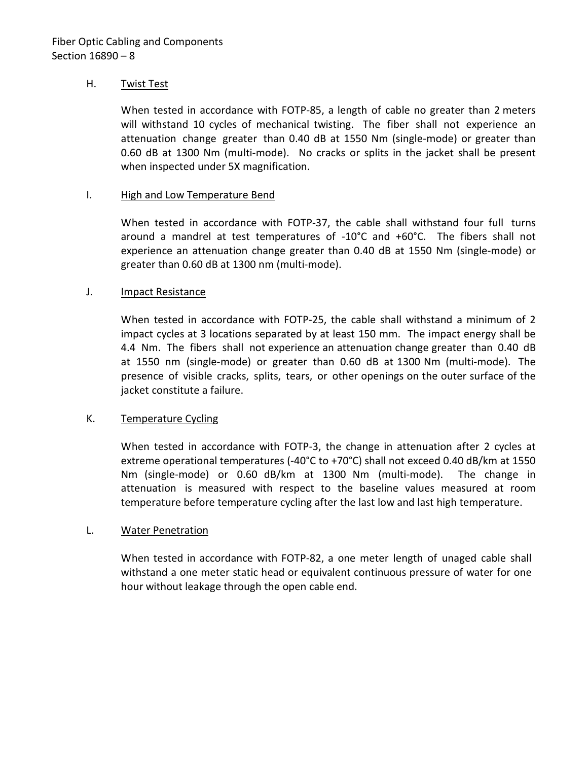H. Twist Test

When tested in accordance with FOTP-85, a length of cable no greater than 2 meters will withstand 10 cycles of mechanical twisting. The fiber shall not experience an attenuation change greater than 0.40 dB at 1550 Nm (single-mode) or greater than 0.60 dB at 1300 Nm (multi-mode). No cracks or splits in the jacket shall be present when inspected under 5X magnification.

I. High and Low Temperature Bend

When tested in accordance with FOTP-37, the cable shall withstand four full turns around a mandrel at test temperatures of -10°C and +60°C. The fibers shall not experience an attenuation change greater than 0.40 dB at 1550 Nm (single-mode) or greater than 0.60 dB at 1300 nm (multi-mode).

J. Impact Resistance

When tested in accordance with FOTP-25, the cable shall withstand a minimum of 2 impact cycles at 3 locations separated by at least 150 mm. The impact energy shall be 4.4 Nm. The fibers shall not experience an attenuation change greater than 0.40 dB at 1550 nm (single-mode) or greater than 0.60 dB at 1300 Nm (multi-mode). The presence of visible cracks, splits, tears, or other openings on the outer surface of the jacket constitute a failure.

K. Temperature Cycling

When tested in accordance with FOTP-3, the change in attenuation after 2 cycles at extreme operational temperatures (-40°C to +70°C) shall not exceed 0.40 dB/km at 1550 Nm (single-mode) or 0.60 dB/km at 1300 Nm (multi-mode). The change in attenuation is measured with respect to the baseline values measured at room temperature before temperature cycling after the last low and last high temperature.

L. Water Penetration

When tested in accordance with FOTP-82, a one meter length of unaged cable shall withstand a one meter static head or equivalent continuous pressure of water for one hour without leakage through the open cable end.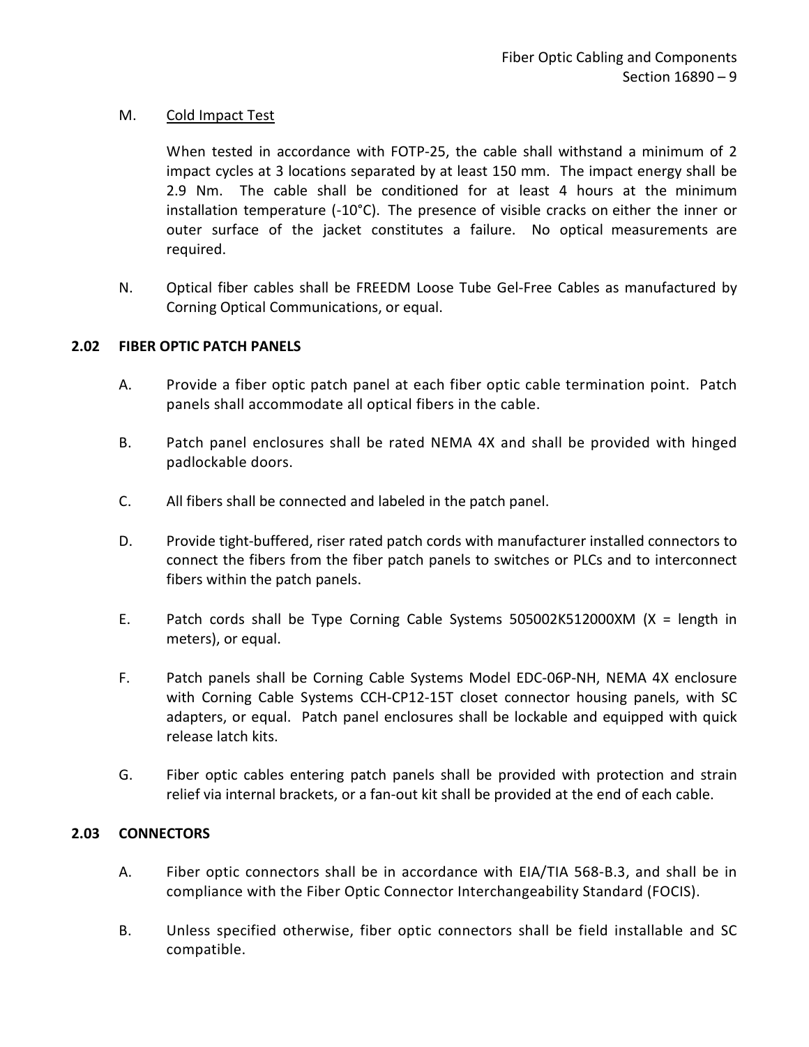M. Cold Impact Test

When tested in accordance with FOTP-25, the cable shall withstand a minimum of 2 impact cycles at 3 locations separated by at least 150 mm. The impact energy shall be 2.9 Nm. The cable shall be conditioned for at least 4 hours at the minimum installation temperature (-10°C). The presence of visible cracks on either the inner or outer surface of the jacket constitutes a failure. No optical measurements are required.

N. Optical fiber cables shall be FREEDM Loose Tube Gel-Free Cables as manufactured by Corning Optical Communications, or equal.

## 2.02 FIBER OPTIC PATCH PANELS

A. Provide a fiber optic patch panel at each fiber optic cable termination point. Patch panels shall accommodate all optical fibers in the cable.

B. Patch panel enclosures shall be rated NEMA 4X and shall be provided with hinged padlockable doors.

C. All fibers shall be connected and labeled in the patch panel.

D. Provide tight-buffered, riser rated patch cords with manufacturer installed connectors to connect the fibers from the fiber patch panels to switches or PLCs and to interconnect fibers within the patch panels.

E. Patch cords shall be Type Corning Cable Systems 505002K512000XM (X = length in meters), or equal.

F. Patch panels shall be Corning Cable Systems Model EDC-06P-NH, NEMA 4X enclosure with Corning Cable Systems CCH-CP12-15T closet connector housing panels, with SC adapters, or equal. Patch panel enclosures shall be lockable and equipped with quick release latch kits.

G. Fiber optic cables entering patch panels shall be provided with protection and strain relief via internal brackets, or a fan-out kit shall be provided at the end of each cable.

## 2.03 CONNECTORS

A. Fiber optic connectors shall be in accordance with EIA/TIA 568-B.3, and shall be in compliance with the Fiber Optic Connector Interchangeability Standard (FOCIS).

B. Unless specified otherwise, fiber optic connectors shall be field installable and SC compatible.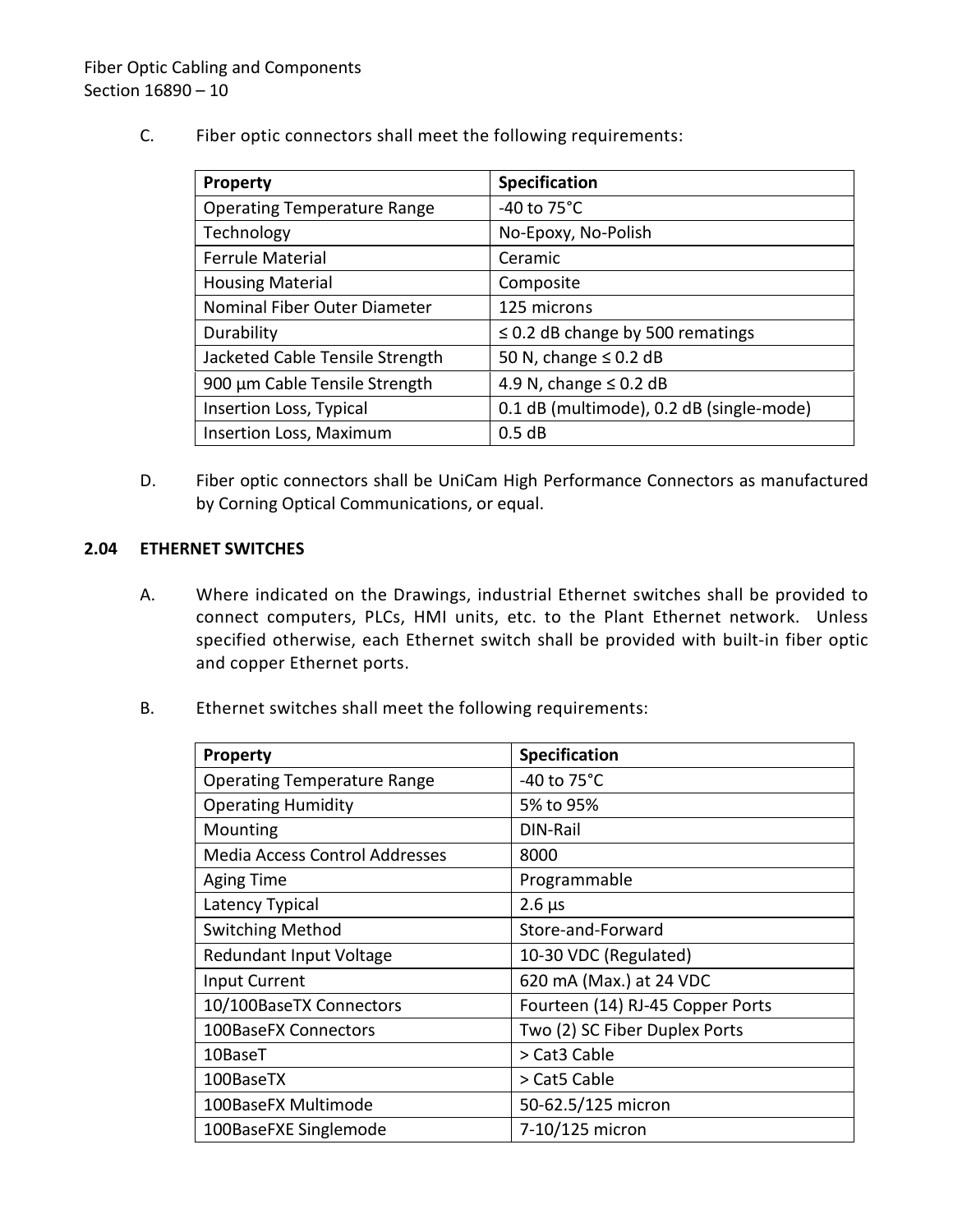C. Fiber optic connectors shall meet the following requirements:

| Property | Specification |
|---|---|
| Operating Temperature Range | -40 to 75°C |
| Technology | No-Epoxy, No-Polish |
| Ferrule Material | Ceramic |
| Housing Material | Composite |
| Nominal Fiber Outer Diameter | 125 microns |
| Durability | ≤ 0.2 dB change by 500 rematings |
| Jacketed Cable Tensile Strength | 50 N, change ≤ 0.2 dB |
| 900 µm Cable Tensile Strength | 4.9 N, change ≤ 0.2 dB |
| Insertion Loss, Typical | 0.1 dB (multimode), 0.2 dB (single-mode) |
| Insertion Loss, Maximum | 0.5 dB |

D. Fiber optic connectors shall be UniCam High Performance Connectors as manufactured by Corning Optical Communications, or equal.

## 2.04 ETHERNET SWITCHES

A. Where indicated on the Drawings, industrial Ethernet switches shall be provided to connect computers, PLCs, HMI units, etc. to the Plant Ethernet network. Unless specified otherwise, each Ethernet switch shall be provided with built-in fiber optic and copper Ethernet ports.

B. Ethernet switches shall meet the following requirements:

| Property | Specification |
|---|---|
| Operating Temperature Range | -40 to 75°C |
| Operating Humidity | 5% to 95% |
| Mounting | DIN-Rail |
| Media Access Control Addresses | 8000 |
| Aging Time | Programmable |
| Latency Typical | 2.6 µs |
| Switching Method | Store-and-Forward |
| Redundant Input Voltage | 10-30 VDC (Regulated) |
| Input Current | 620 mA (Max.) at 24 VDC |
| 10/100BaseTX Connectors | Fourteen (14) RJ-45 Copper Ports |
| 100BaseFX Connectors | Two (2) SC Fiber Duplex Ports |
| 10BaseT | > Cat3 Cable |
| 100BaseTX | > Cat5 Cable |
| 100BaseFX Multimode | 50-62.5/125 micron |
| 100BaseFXE Singlemode | 7-10/125 micron |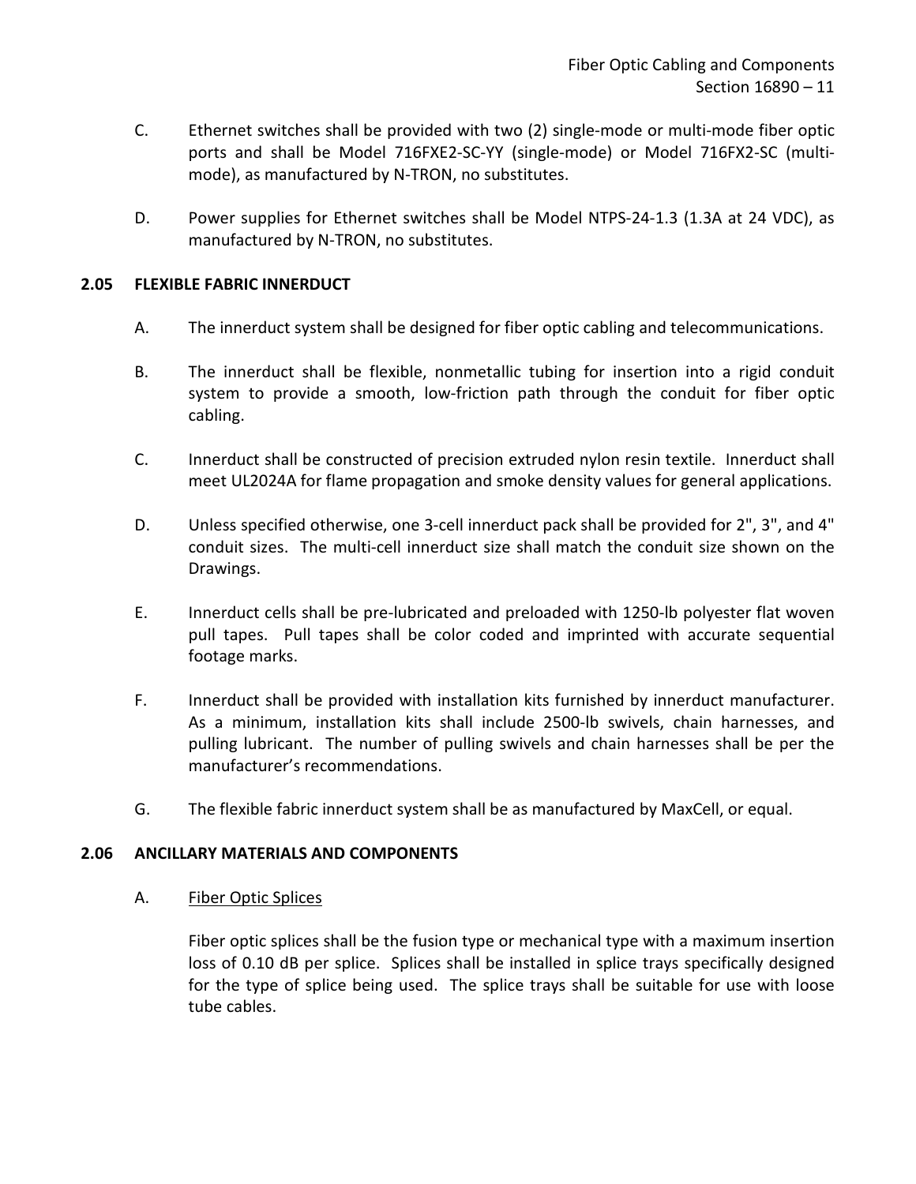C. Ethernet switches shall be provided with two (2) single-mode or multi-mode fiber optic ports and shall be Model 716FXE2-SC-YY (single-mode) or Model 716FX2-SC (multi-mode), as manufactured by N-TRON, no substitutes.

D. Power supplies for Ethernet switches shall be Model NTPS-24-1.3 (1.3A at 24 VDC), as manufactured by N-TRON, no substitutes.

## 2.05 FLEXIBLE FABRIC INNERDUCT

A. The innerduct system shall be designed for fiber optic cabling and telecommunications.

B. The innerduct shall be flexible, nonmetallic tubing for insertion into a rigid conduit system to provide a smooth, low-friction path through the conduit for fiber optic cabling.

C. Innerduct shall be constructed of precision extruded nylon resin textile. Innerduct shall meet UL2024A for flame propagation and smoke density values for general applications.

D. Unless specified otherwise, one 3-cell innerduct pack shall be provided for 2", 3", and 4" conduit sizes. The multi-cell innerduct size shall match the conduit size shown on the Drawings.

E. Innerduct cells shall be pre-lubricated and preloaded with 1250-lb polyester flat woven pull tapes. Pull tapes shall be color coded and imprinted with accurate sequential footage marks.

F. Innerduct shall be provided with installation kits furnished by innerduct manufacturer. As a minimum, installation kits shall include 2500-lb swivels, chain harnesses, and pulling lubricant. The number of pulling swivels and chain harnesses shall be per the manufacturer's recommendations.

G. The flexible fabric innerduct system shall be as manufactured by MaxCell, or equal.

## 2.06 ANCILLARY MATERIALS AND COMPONENTS

A. Fiber Optic Splices

Fiber optic splices shall be the fusion type or mechanical type with a maximum insertion loss of 0.10 dB per splice. Splices shall be installed in splice trays specifically designed for the type of splice being used. The splice trays shall be suitable for use with loose tube cables.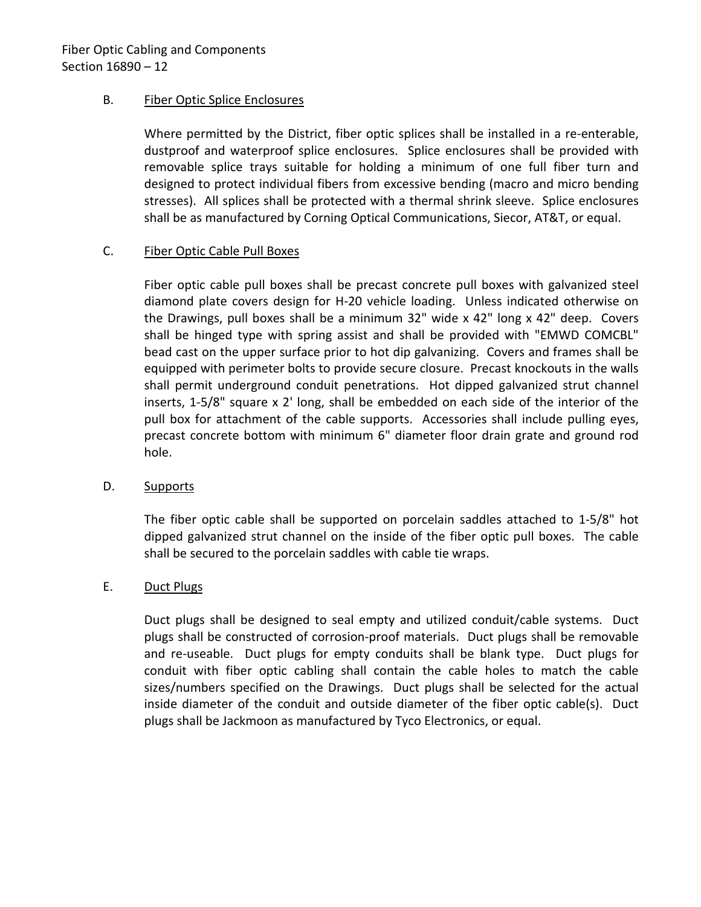B. Fiber Optic Splice Enclosures

Where permitted by the District, fiber optic splices shall be installed in a re-enterable, dustproof and waterproof splice enclosures. Splice enclosures shall be provided with removable splice trays suitable for holding a minimum of one full fiber turn and designed to protect individual fibers from excessive bending (macro and micro bending stresses). All splices shall be protected with a thermal shrink sleeve. Splice enclosures shall be as manufactured by Corning Optical Communications, Siecor, AT&T, or equal.

C. Fiber Optic Cable Pull Boxes

Fiber optic cable pull boxes shall be precast concrete pull boxes with galvanized steel diamond plate covers design for H-20 vehicle loading. Unless indicated otherwise on the Drawings, pull boxes shall be a minimum 32" wide x 42" long x 42" deep. Covers shall be hinged type with spring assist and shall be provided with "EMWD COMCBL" bead cast on the upper surface prior to hot dip galvanizing. Covers and frames shall be equipped with perimeter bolts to provide secure closure. Precast knockouts in the walls shall permit underground conduit penetrations. Hot dipped galvanized strut channel inserts, 1-5/8" square x 2' long, shall be embedded on each side of the interior of the pull box for attachment of the cable supports. Accessories shall include pulling eyes, precast concrete bottom with minimum 6" diameter floor drain grate and ground rod hole.

D. Supports

The fiber optic cable shall be supported on porcelain saddles attached to 1-5/8" hot dipped galvanized strut channel on the inside of the fiber optic pull boxes. The cable shall be secured to the porcelain saddles with cable tie wraps.

E. Duct Plugs

Duct plugs shall be designed to seal empty and utilized conduit/cable systems. Duct plugs shall be constructed of corrosion-proof materials. Duct plugs shall be removable and re-useable. Duct plugs for empty conduits shall be blank type. Duct plugs for conduit with fiber optic cabling shall contain the cable holes to match the cable sizes/numbers specified on the Drawings. Duct plugs shall be selected for the actual inside diameter of the conduit and outside diameter of the fiber optic cable(s). Duct plugs shall be Jackmoon as manufactured by Tyco Electronics, or equal.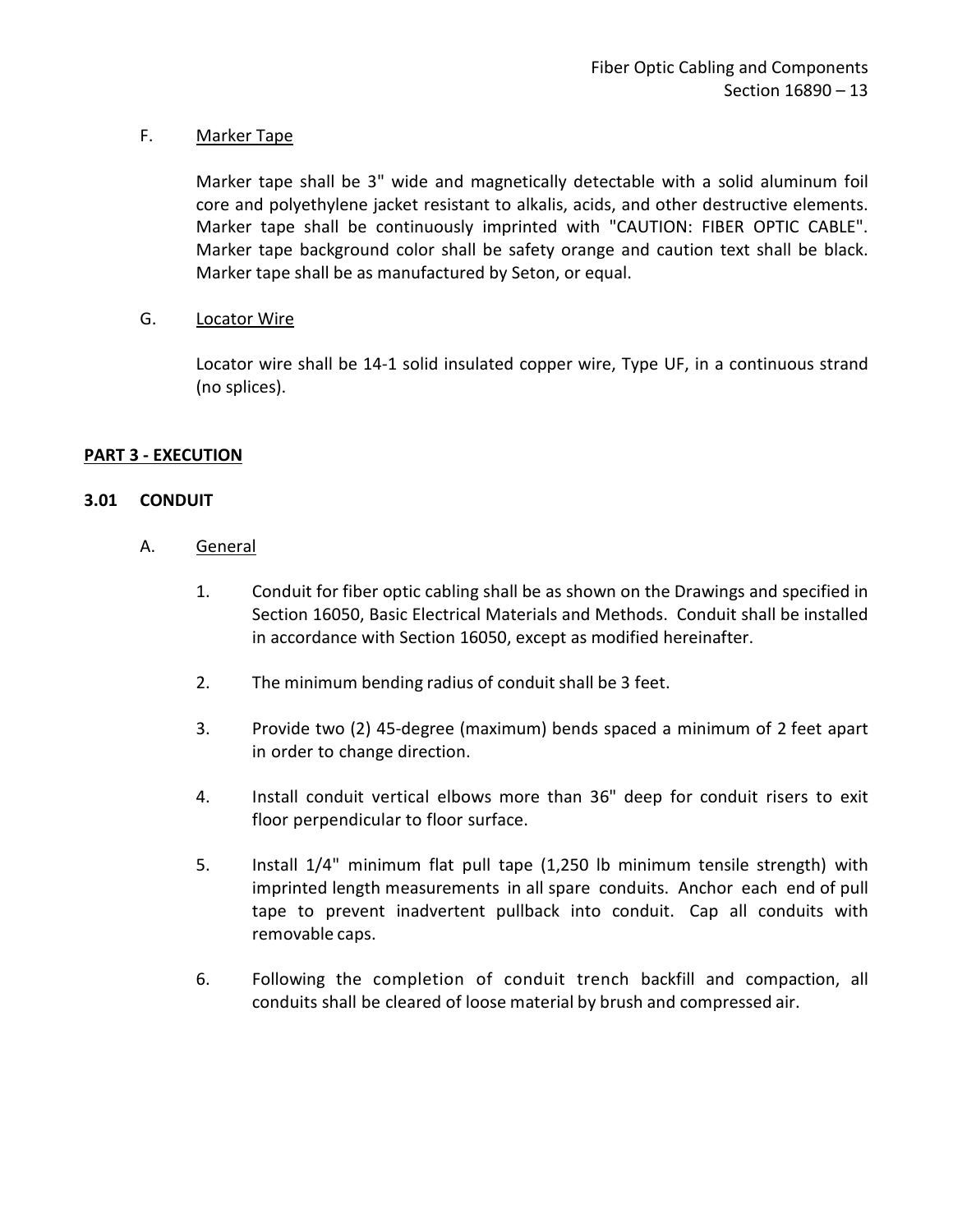F. Marker Tape

Marker tape shall be 3" wide and magnetically detectable with a solid aluminum foil core and polyethylene jacket resistant to alkalis, acids, and other destructive elements. Marker tape shall be continuously imprinted with "CAUTION: FIBER OPTIC CABLE". Marker tape background color shall be safety orange and caution text shall be black. Marker tape shall be as manufactured by Seton, or equal.

G. Locator Wire

Locator wire shall be 14-1 solid insulated copper wire, Type UF, in a continuous strand (no splices).

## PART 3 - EXECUTION

### 3.01 CONDUIT

A. General

1. Conduit for fiber optic cabling shall be as shown on the Drawings and specified in Section 16050, Basic Electrical Materials and Methods. Conduit shall be installed in accordance with Section 16050, except as modified hereinafter.

2. The minimum bending radius of conduit shall be 3 feet.

3. Provide two (2) 45-degree (maximum) bends spaced a minimum of 2 feet apart in order to change direction.

4. Install conduit vertical elbows more than 36" deep for conduit risers to exit floor perpendicular to floor surface.

5. Install 1/4" minimum flat pull tape (1,250 lb minimum tensile strength) with imprinted length measurements in all spare conduits. Anchor each end of pull tape to prevent inadvertent pullback into conduit. Cap all conduits with removable caps.

6. Following the completion of conduit trench backfill and compaction, all conduits shall be cleared of loose material by brush and compressed air.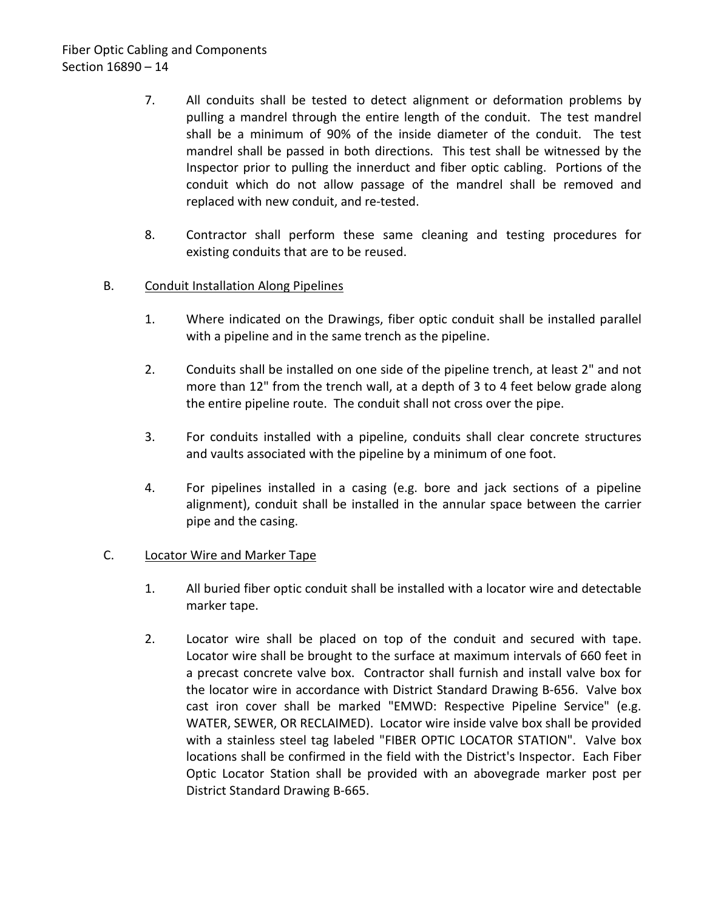7. All conduits shall be tested to detect alignment or deformation problems by pulling a mandrel through the entire length of the conduit. The test mandrel shall be a minimum of 90% of the inside diameter of the conduit. The test mandrel shall be passed in both directions. This test shall be witnessed by the Inspector prior to pulling the innerduct and fiber optic cabling. Portions of the conduit which do not allow passage of the mandrel shall be removed and replaced with new conduit, and re-tested.

8. Contractor shall perform these same cleaning and testing procedures for existing conduits that are to be reused.

B. <u>Conduit Installation Along Pipelines</u>

1. Where indicated on the Drawings, fiber optic conduit shall be installed parallel with a pipeline and in the same trench as the pipeline.

2. Conduits shall be installed on one side of the pipeline trench, at least 2" and not more than 12" from the trench wall, at a depth of 3 to 4 feet below grade along the entire pipeline route. The conduit shall not cross over the pipe.

3. For conduits installed with a pipeline, conduits shall clear concrete structures and vaults associated with the pipeline by a minimum of one foot.

4. For pipelines installed in a casing (e.g. bore and jack sections of a pipeline alignment), conduit shall be installed in the annular space between the carrier pipe and the casing.

C. <u>Locator Wire and Marker Tape</u>

1. All buried fiber optic conduit shall be installed with a locator wire and detectable marker tape.

2. Locator wire shall be placed on top of the conduit and secured with tape. Locator wire shall be brought to the surface at maximum intervals of 660 feet in a precast concrete valve box. Contractor shall furnish and install valve box for the locator wire in accordance with District Standard Drawing B-656. Valve box cast iron cover shall be marked "EMWD: Respective Pipeline Service" (e.g. WATER, SEWER, OR RECLAIMED). Locator wire inside valve box shall be provided with a stainless steel tag labeled "FIBER OPTIC LOCATOR STATION". Valve box locations shall be confirmed in the field with the District's Inspector. Each Fiber Optic Locator Station shall be provided with an abovegrade marker post per District Standard Drawing B-665.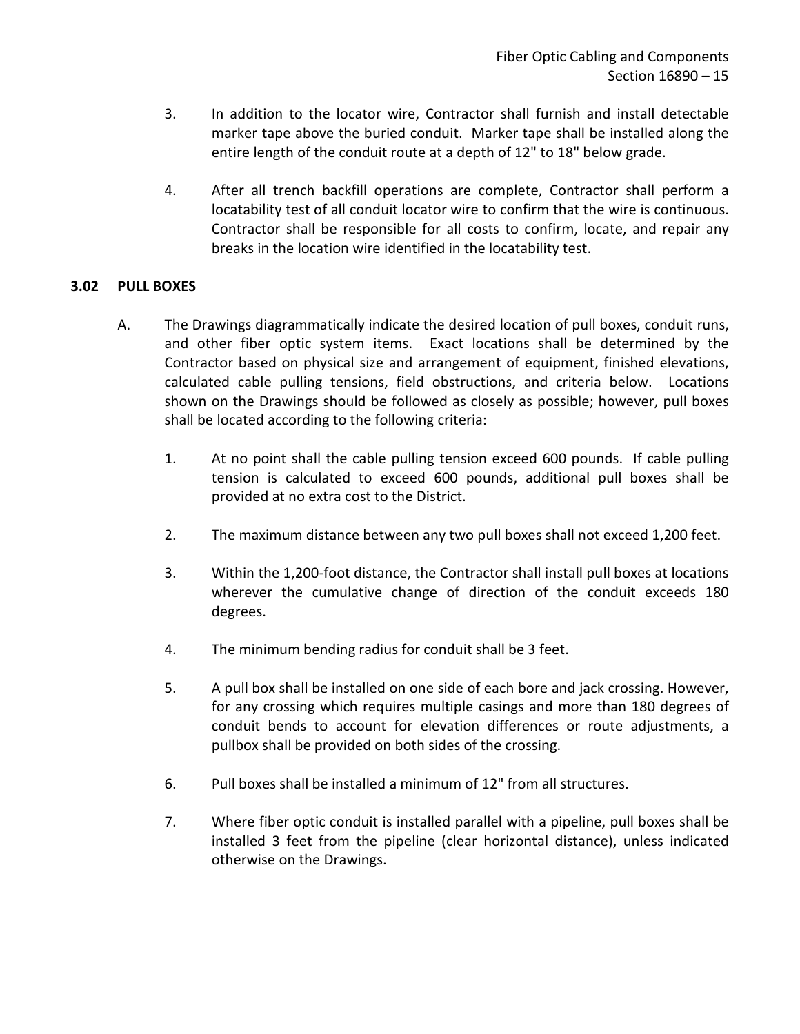3. In addition to the locator wire, Contractor shall furnish and install detectable marker tape above the buried conduit. Marker tape shall be installed along the entire length of the conduit route at a depth of 12" to 18" below grade.

4. After all trench backfill operations are complete, Contractor shall perform a locatability test of all conduit locator wire to confirm that the wire is continuous. Contractor shall be responsible for all costs to confirm, locate, and repair any breaks in the location wire identified in the locatability test.

### 3.02 PULL BOXES

A. The Drawings diagrammatically indicate the desired location of pull boxes, conduit runs, and other fiber optic system items. Exact locations shall be determined by the Contractor based on physical size and arrangement of equipment, finished elevations, calculated cable pulling tensions, field obstructions, and criteria below. Locations shown on the Drawings should be followed as closely as possible; however, pull boxes shall be located according to the following criteria:

   1. At no point shall the cable pulling tension exceed 600 pounds. If cable pulling tension is calculated to exceed 600 pounds, additional pull boxes shall be provided at no extra cost to the District.

   2. The maximum distance between any two pull boxes shall not exceed 1,200 feet.

   3. Within the 1,200-foot distance, the Contractor shall install pull boxes at locations wherever the cumulative change of direction of the conduit exceeds 180 degrees.

   4. The minimum bending radius for conduit shall be 3 feet.

   5. A pull box shall be installed on one side of each bore and jack crossing. However, for any crossing which requires multiple casings and more than 180 degrees of conduit bends to account for elevation differences or route adjustments, a pullbox shall be provided on both sides of the crossing.

   6. Pull boxes shall be installed a minimum of 12" from all structures.

   7. Where fiber optic conduit is installed parallel with a pipeline, pull boxes shall be installed 3 feet from the pipeline (clear horizontal distance), unless indicated otherwise on the Drawings.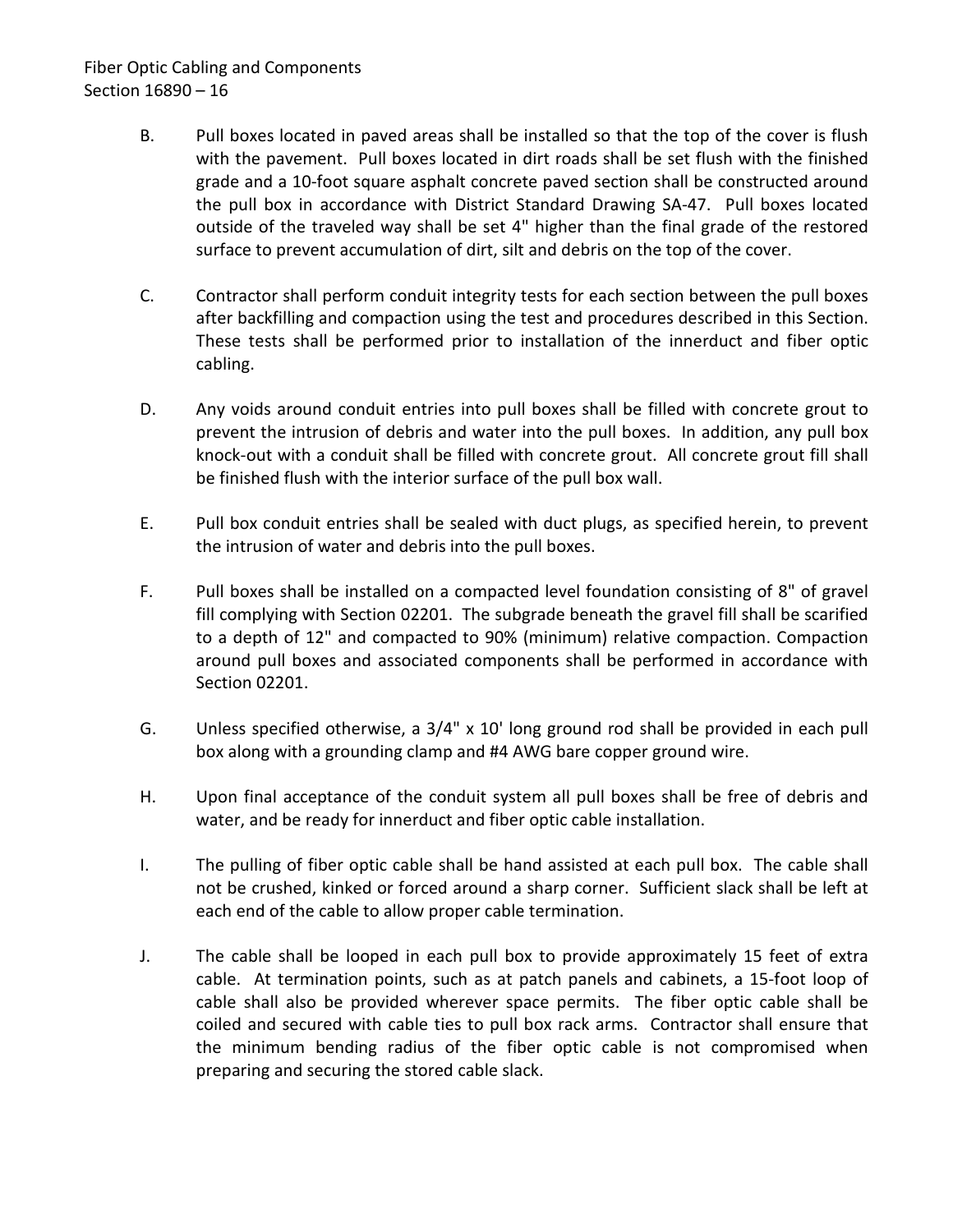B. Pull boxes located in paved areas shall be installed so that the top of the cover is flush with the pavement. Pull boxes located in dirt roads shall be set flush with the finished grade and a 10-foot square asphalt concrete paved section shall be constructed around the pull box in accordance with District Standard Drawing SA-47. Pull boxes located outside of the traveled way shall be set 4" higher than the final grade of the restored surface to prevent accumulation of dirt, silt and debris on the top of the cover.

C. Contractor shall perform conduit integrity tests for each section between the pull boxes after backfilling and compaction using the test and procedures described in this Section. These tests shall be performed prior to installation of the innerduct and fiber optic cabling.

D. Any voids around conduit entries into pull boxes shall be filled with concrete grout to prevent the intrusion of debris and water into the pull boxes. In addition, any pull box knock-out with a conduit shall be filled with concrete grout. All concrete grout fill shall be finished flush with the interior surface of the pull box wall.

E. Pull box conduit entries shall be sealed with duct plugs, as specified herein, to prevent the intrusion of water and debris into the pull boxes.

F. Pull boxes shall be installed on a compacted level foundation consisting of 8" of gravel fill complying with Section 02201. The subgrade beneath the gravel fill shall be scarified to a depth of 12" and compacted to 90% (minimum) relative compaction. Compaction around pull boxes and associated components shall be performed in accordance with Section 02201.

G. Unless specified otherwise, a 3/4" x 10' long ground rod shall be provided in each pull box along with a grounding clamp and #4 AWG bare copper ground wire.

H. Upon final acceptance of the conduit system all pull boxes shall be free of debris and water, and be ready for innerduct and fiber optic cable installation.

I. The pulling of fiber optic cable shall be hand assisted at each pull box. The cable shall not be crushed, kinked or forced around a sharp corner. Sufficient slack shall be left at each end of the cable to allow proper cable termination.

J. The cable shall be looped in each pull box to provide approximately 15 feet of extra cable. At termination points, such as at patch panels and cabinets, a 15-foot loop of cable shall also be provided wherever space permits. The fiber optic cable shall be coiled and secured with cable ties to pull box rack arms. Contractor shall ensure that the minimum bending radius of the fiber optic cable is not compromised when preparing and securing the stored cable slack.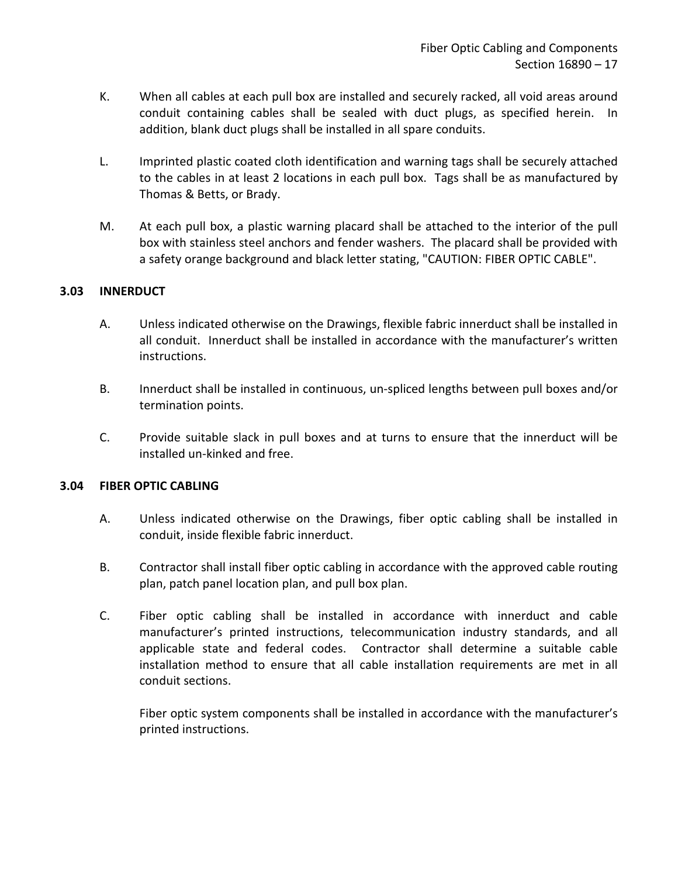K. When all cables at each pull box are installed and securely racked, all void areas around conduit containing cables shall be sealed with duct plugs, as specified herein. In addition, blank duct plugs shall be installed in all spare conduits.

L. Imprinted plastic coated cloth identification and warning tags shall be securely attached to the cables in at least 2 locations in each pull box. Tags shall be as manufactured by Thomas & Betts, or Brady.

M. At each pull box, a plastic warning placard shall be attached to the interior of the pull box with stainless steel anchors and fender washers. The placard shall be provided with a safety orange background and black letter stating, "CAUTION: FIBER OPTIC CABLE".

### 3.03 INNERDUCT

A. Unless indicated otherwise on the Drawings, flexible fabric innerduct shall be installed in all conduit. Innerduct shall be installed in accordance with the manufacturer's written instructions.

B. Innerduct shall be installed in continuous, un-spliced lengths between pull boxes and/or termination points.

C. Provide suitable slack in pull boxes and at turns to ensure that the innerduct will be installed un-kinked and free.

### 3.04 FIBER OPTIC CABLING

A. Unless indicated otherwise on the Drawings, fiber optic cabling shall be installed in conduit, inside flexible fabric innerduct.

B. Contractor shall install fiber optic cabling in accordance with the approved cable routing plan, patch panel location plan, and pull box plan.

C. Fiber optic cabling shall be installed in accordance with innerduct and cable manufacturer's printed instructions, telecommunication industry standards, and all applicable state and federal codes. Contractor shall determine a suitable cable installation method to ensure that all cable installation requirements are met in all conduit sections.

Fiber optic system components shall be installed in accordance with the manufacturer's printed instructions.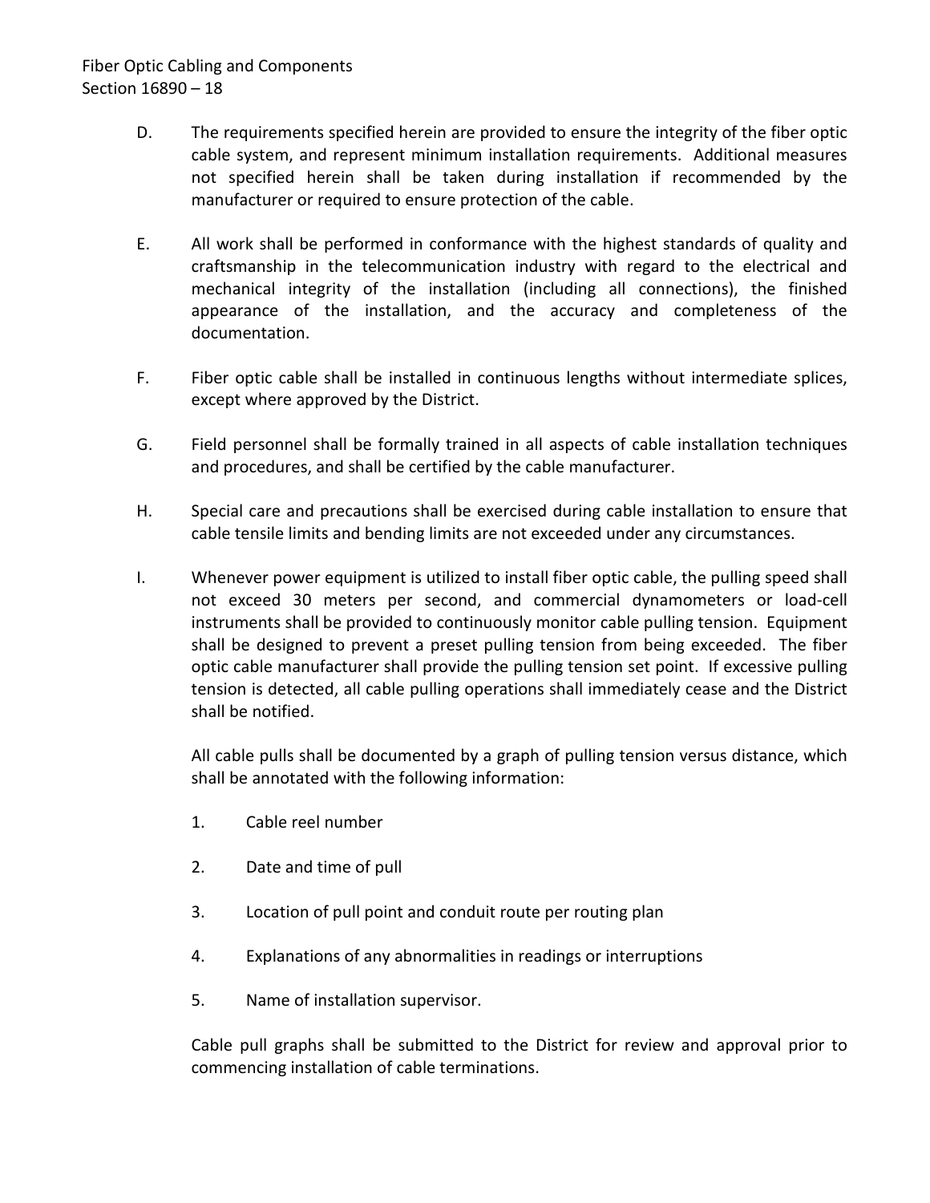D. The requirements specified herein are provided to ensure the integrity of the fiber optic cable system, and represent minimum installation requirements. Additional measures not specified herein shall be taken during installation if recommended by the manufacturer or required to ensure protection of the cable.

E. All work shall be performed in conformance with the highest standards of quality and craftsmanship in the telecommunication industry with regard to the electrical and mechanical integrity of the installation (including all connections), the finished appearance of the installation, and the accuracy and completeness of the documentation.

F. Fiber optic cable shall be installed in continuous lengths without intermediate splices, except where approved by the District.

G. Field personnel shall be formally trained in all aspects of cable installation techniques and procedures, and shall be certified by the cable manufacturer.

H. Special care and precautions shall be exercised during cable installation to ensure that cable tensile limits and bending limits are not exceeded under any circumstances.

I. Whenever power equipment is utilized to install fiber optic cable, the pulling speed shall not exceed 30 meters per second, and commercial dynamometers or load-cell instruments shall be provided to continuously monitor cable pulling tension. Equipment shall be designed to prevent a preset pulling tension from being exceeded. The fiber optic cable manufacturer shall provide the pulling tension set point. If excessive pulling tension is detected, all cable pulling operations shall immediately cease and the District shall be notified.

   All cable pulls shall be documented by a graph of pulling tension versus distance, which shall be annotated with the following information:

   1. Cable reel number
   2. Date and time of pull
   3. Location of pull point and conduit route per routing plan
   4. Explanations of any abnormalities in readings or interruptions
   5. Name of installation supervisor.

   Cable pull graphs shall be submitted to the District for review and approval prior to commencing installation of cable terminations.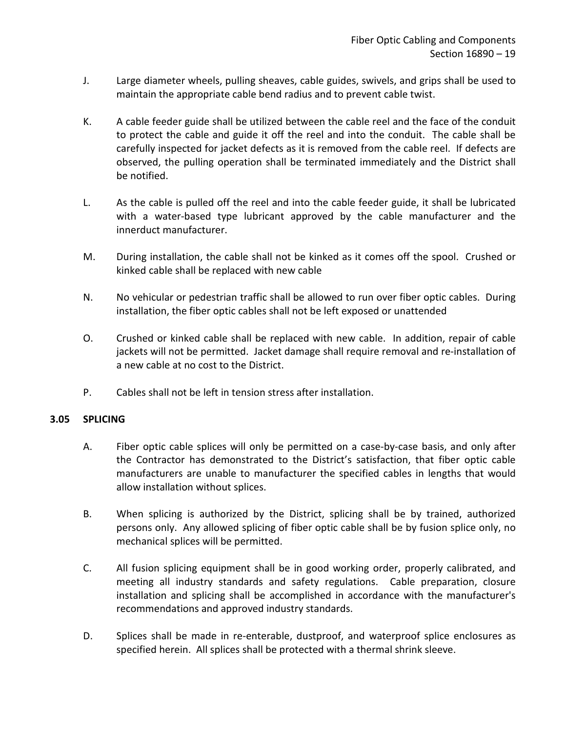J. Large diameter wheels, pulling sheaves, cable guides, swivels, and grips shall be used to maintain the appropriate cable bend radius and to prevent cable twist.

K. A cable feeder guide shall be utilized between the cable reel and the face of the conduit to protect the cable and guide it off the reel and into the conduit. The cable shall be carefully inspected for jacket defects as it is removed from the cable reel. If defects are observed, the pulling operation shall be terminated immediately and the District shall be notified.

L. As the cable is pulled off the reel and into the cable feeder guide, it shall be lubricated with a water-based type lubricant approved by the cable manufacturer and the innerduct manufacturer.

M. During installation, the cable shall not be kinked as it comes off the spool. Crushed or kinked cable shall be replaced with new cable

N. No vehicular or pedestrian traffic shall be allowed to run over fiber optic cables. During installation, the fiber optic cables shall not be left exposed or unattended

O. Crushed or kinked cable shall be replaced with new cable. In addition, repair of cable jackets will not be permitted. Jacket damage shall require removal and re-installation of a new cable at no cost to the District.

P. Cables shall not be left in tension stress after installation.

## 3.05 SPLICING

A. Fiber optic cable splices will only be permitted on a case-by-case basis, and only after the Contractor has demonstrated to the District's satisfaction, that fiber optic cable manufacturers are unable to manufacturer the specified cables in lengths that would allow installation without splices.

B. When splicing is authorized by the District, splicing shall be by trained, authorized persons only. Any allowed splicing of fiber optic cable shall be by fusion splice only, no mechanical splices will be permitted.

C. All fusion splicing equipment shall be in good working order, properly calibrated, and meeting all industry standards and safety regulations. Cable preparation, closure installation and splicing shall be accomplished in accordance with the manufacturer's recommendations and approved industry standards.

D. Splices shall be made in re-enterable, dustproof, and waterproof splice enclosures as specified herein. All splices shall be protected with a thermal shrink sleeve.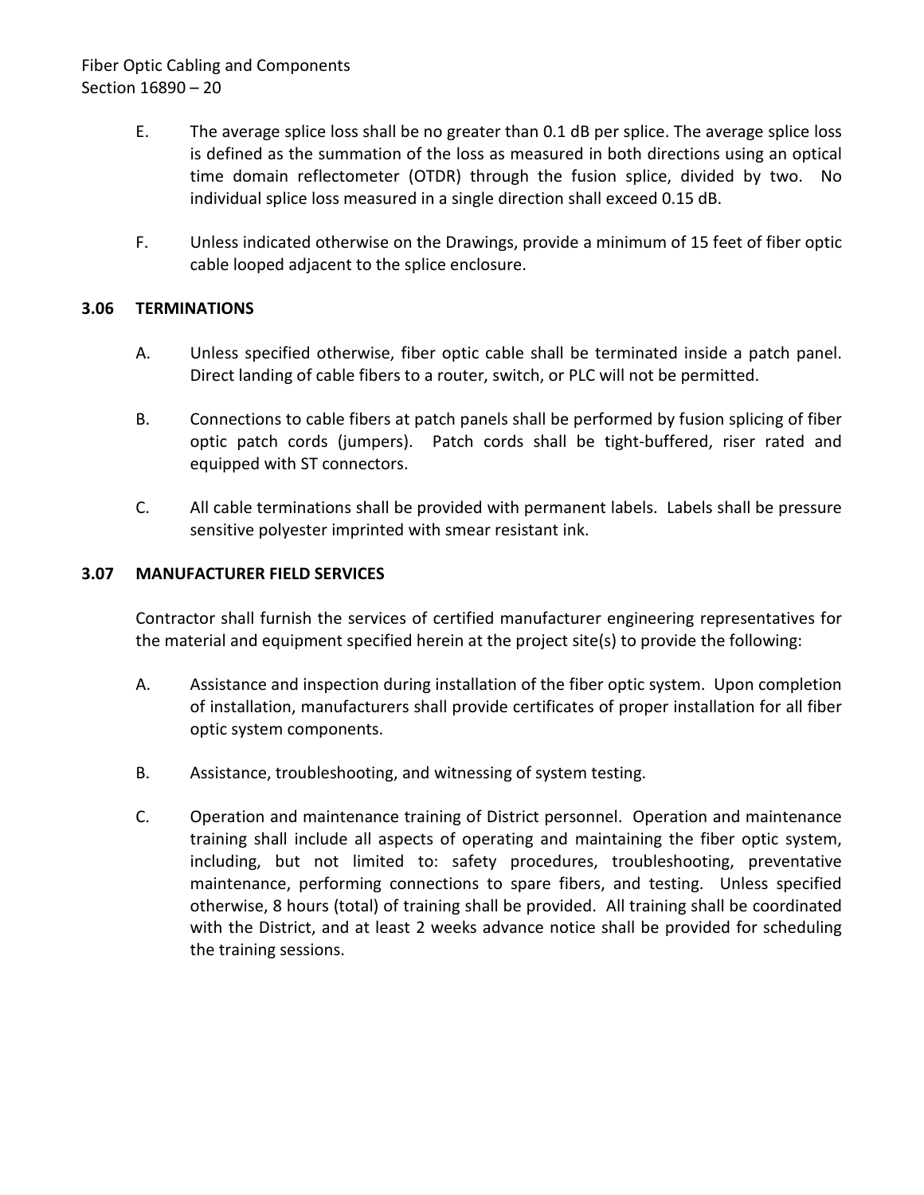E. The average splice loss shall be no greater than 0.1 dB per splice. The average splice loss is defined as the summation of the loss as measured in both directions using an optical time domain reflectometer (OTDR) through the fusion splice, divided by two. No individual splice loss measured in a single direction shall exceed 0.15 dB.

F. Unless indicated otherwise on the Drawings, provide a minimum of 15 feet of fiber optic cable looped adjacent to the splice enclosure.

### 3.06 TERMINATIONS

A. Unless specified otherwise, fiber optic cable shall be terminated inside a patch panel. Direct landing of cable fibers to a router, switch, or PLC will not be permitted.

B. Connections to cable fibers at patch panels shall be performed by fusion splicing of fiber optic patch cords (jumpers). Patch cords shall be tight-buffered, riser rated and equipped with ST connectors.

C. All cable terminations shall be provided with permanent labels. Labels shall be pressure sensitive polyester imprinted with smear resistant ink.

### 3.07 MANUFACTURER FIELD SERVICES

Contractor shall furnish the services of certified manufacturer engineering representatives for the material and equipment specified herein at the project site(s) to provide the following:

A. Assistance and inspection during installation of the fiber optic system. Upon completion of installation, manufacturers shall provide certificates of proper installation for all fiber optic system components.

B. Assistance, troubleshooting, and witnessing of system testing.

C. Operation and maintenance training of District personnel. Operation and maintenance training shall include all aspects of operating and maintaining the fiber optic system, including, but not limited to: safety procedures, troubleshooting, preventative maintenance, performing connections to spare fibers, and testing. Unless specified otherwise, 8 hours (total) of training shall be provided. All training shall be coordinated with the District, and at least 2 weeks advance notice shall be provided for scheduling the training sessions.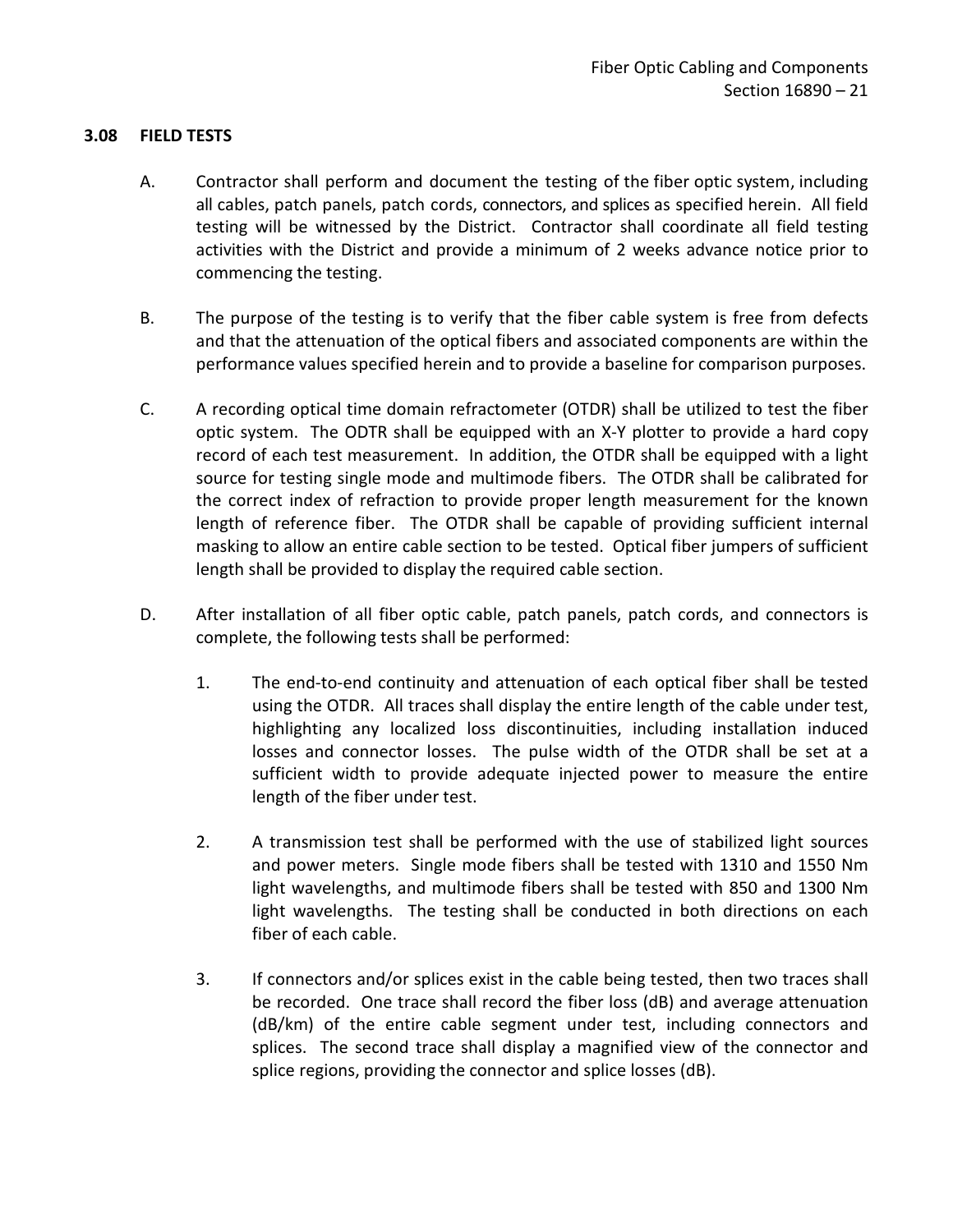### 3.08 FIELD TESTS

A. Contractor shall perform and document the testing of the fiber optic system, including all cables, patch panels, patch cords, connectors, and splices as specified herein. All field testing will be witnessed by the District. Contractor shall coordinate all field testing activities with the District and provide a minimum of 2 weeks advance notice prior to commencing the testing.

B. The purpose of the testing is to verify that the fiber cable system is free from defects and that the attenuation of the optical fibers and associated components are within the performance values specified herein and to provide a baseline for comparison purposes.

C. A recording optical time domain refractometer (OTDR) shall be utilized to test the fiber optic system. The ODTR shall be equipped with an X-Y plotter to provide a hard copy record of each test measurement. In addition, the OTDR shall be equipped with a light source for testing single mode and multimode fibers. The OTDR shall be calibrated for the correct index of refraction to provide proper length measurement for the known length of reference fiber. The OTDR shall be capable of providing sufficient internal masking to allow an entire cable section to be tested. Optical fiber jumpers of sufficient length shall be provided to display the required cable section.

D. After installation of all fiber optic cable, patch panels, patch cords, and connectors is complete, the following tests shall be performed:

1. The end-to-end continuity and attenuation of each optical fiber shall be tested using the OTDR. All traces shall display the entire length of the cable under test, highlighting any localized loss discontinuities, including installation induced losses and connector losses. The pulse width of the OTDR shall be set at a sufficient width to provide adequate injected power to measure the entire length of the fiber under test.

2. A transmission test shall be performed with the use of stabilized light sources and power meters. Single mode fibers shall be tested with 1310 and 1550 Nm light wavelengths, and multimode fibers shall be tested with 850 and 1300 Nm light wavelengths. The testing shall be conducted in both directions on each fiber of each cable.

3. If connectors and/or splices exist in the cable being tested, then two traces shall be recorded. One trace shall record the fiber loss (dB) and average attenuation (dB/km) of the entire cable segment under test, including connectors and splices. The second trace shall display a magnified view of the connector and splice regions, providing the connector and splice losses (dB).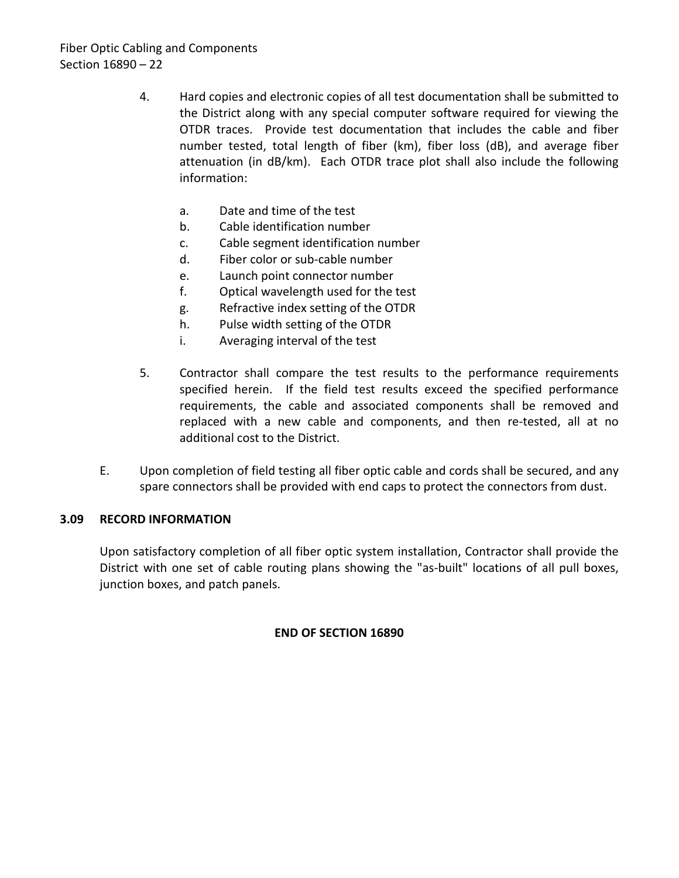4. Hard copies and electronic copies of all test documentation shall be submitted to the District along with any special computer software required for viewing the OTDR traces. Provide test documentation that includes the cable and fiber number tested, total length of fiber (km), fiber loss (dB), and average fiber attenuation (in dB/km). Each OTDR trace plot shall also include the following information:

   a. Date and time of the test
   b. Cable identification number
   c. Cable segment identification number
   d. Fiber color or sub-cable number
   e. Launch point connector number
   f. Optical wavelength used for the test
   g. Refractive index setting of the OTDR
   h. Pulse width setting of the OTDR
   i. Averaging interval of the test

5. Contractor shall compare the test results to the performance requirements specified herein. If the field test results exceed the specified performance requirements, the cable and associated components shall be removed and replaced with a new cable and components, and then re-tested, all at no additional cost to the District.

E. Upon completion of field testing all fiber optic cable and cords shall be secured, and any spare connectors shall be provided with end caps to protect the connectors from dust.

## 3.09 RECORD INFORMATION

Upon satisfactory completion of all fiber optic system installation, Contractor shall provide the District with one set of cable routing plans showing the "as-built" locations of all pull boxes, junction boxes, and patch panels.

**END OF SECTION 16890**